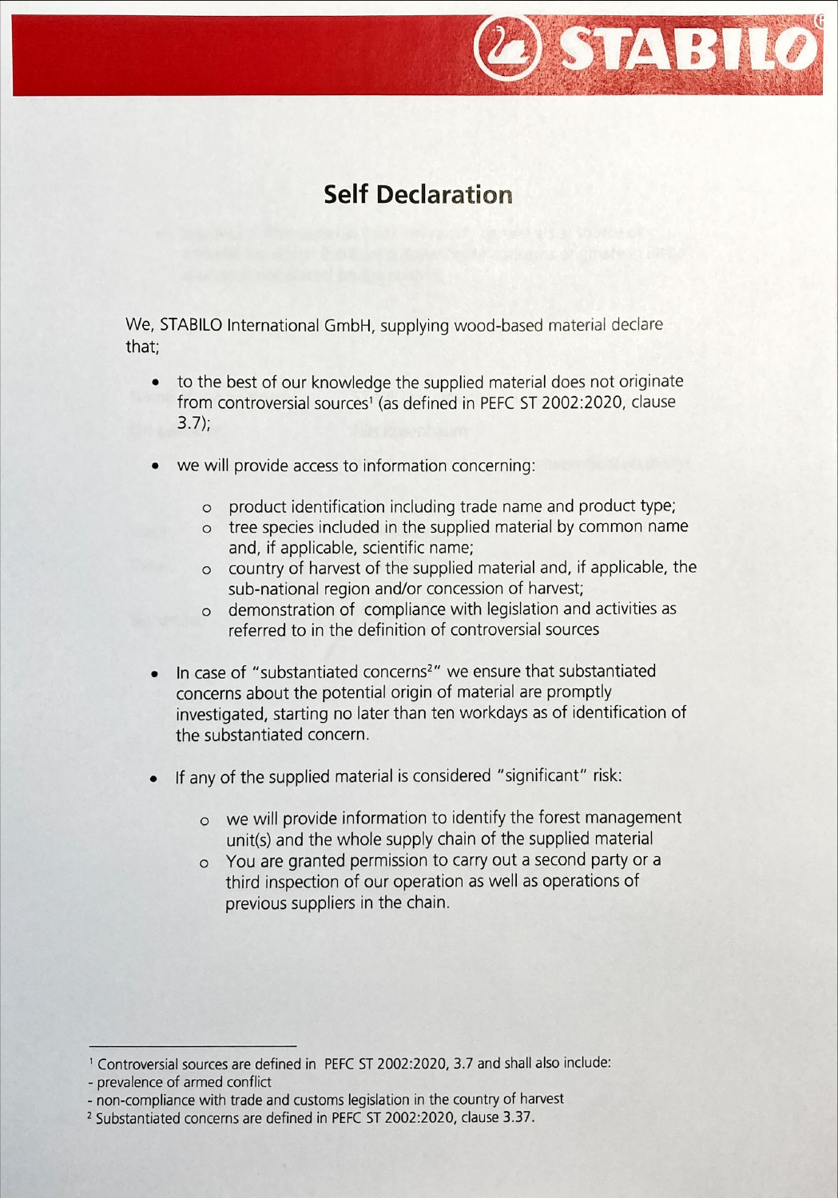# Self Declaration

We, STABILO International GmbH, supplying wood-based material declare that;

- to the best of our knowledge the supplied material does not originate from controversial sources[1] (as defined in PEFC ST 2002:2020, clause 3.7);
- we will provide access to information concerning:
  - product identification including trade name and product type;
  - tree species included in the supplied material by common name and, if applicable, scientific name;
  - country of harvest of the supplied material and, if applicable, the sub-national region and/or concession of harvest;
  - demonstration of compliance with legislation and activities as referred to in the definition of controversial sources
- In case of "substantiated concerns[2]" we ensure that substantiated concerns about the potential origin of material are promptly investigated, starting no later than ten workdays as of identification of the substantiated concern.
- If any of the supplied material is considered "significant" risk:
  - we will provide information to identify the forest management unit(s) and the whole supply chain of the supplied material
  - You are granted permission to carry out a second party or a third inspection of our operation as well as operations of previous suppliers in the chain.

---

[1] Controversial sources are defined in PEFC ST 2002:2020, 3.7 and shall also include:
- prevalence of armed conflict
- non-compliance with trade and customs legislation in the country of harvest

[2] Substantiated concerns are defined in PEFC ST 2002:2020, clause 3.37.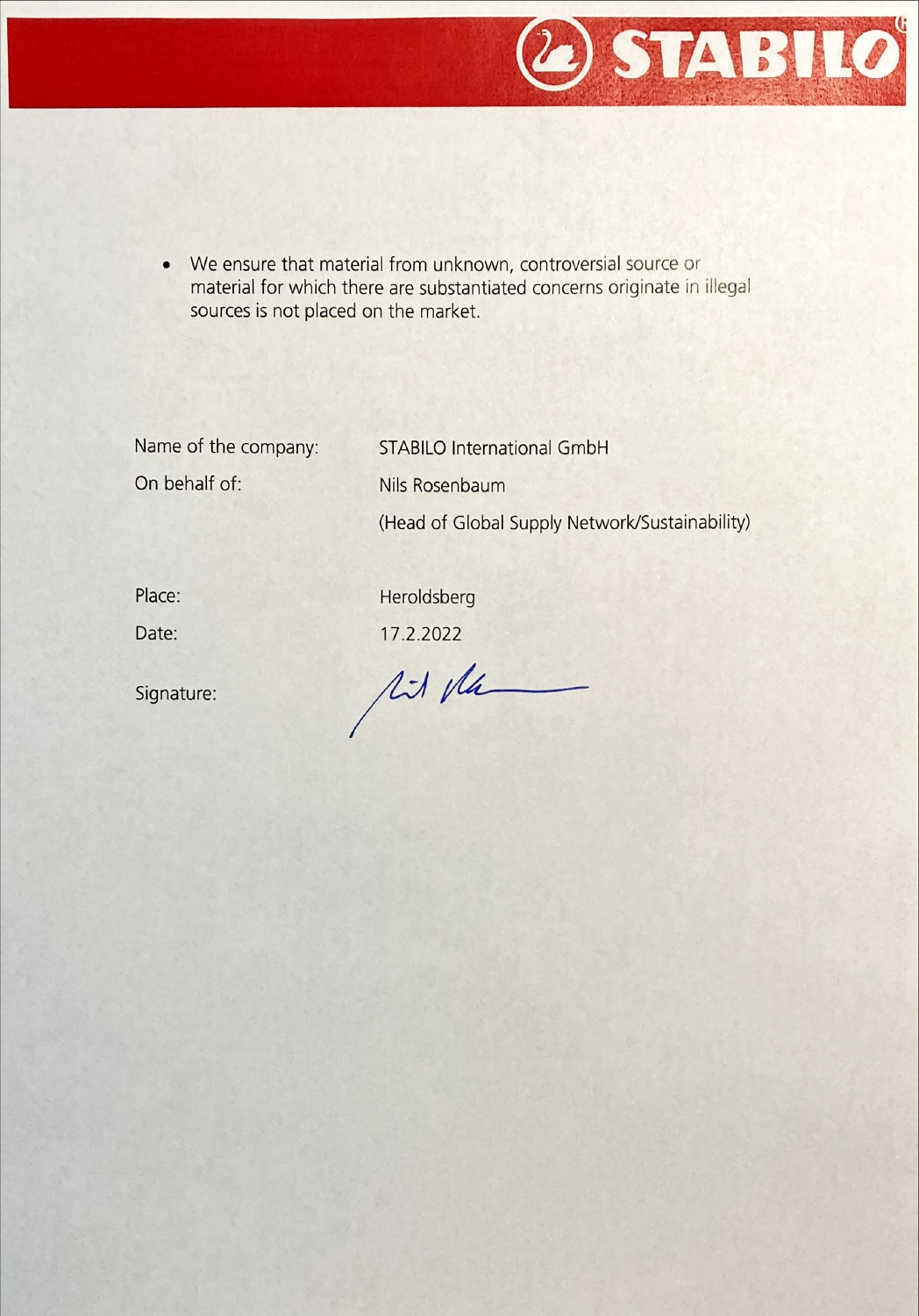- We ensure that material from unknown, controversial source or material for which there are substantiated concerns originate in illegal sources is not placed on the market.

| | |
|---|---|
| Name of the company: | STABILO International GmbH |
| On behalf of: | Nils Rosenbaum |
| | (Head of Global Supply Network/Sustainability) |
| Place: | Heroldsberg |
| Date: | 17.2.2022 |
| Signature: | |